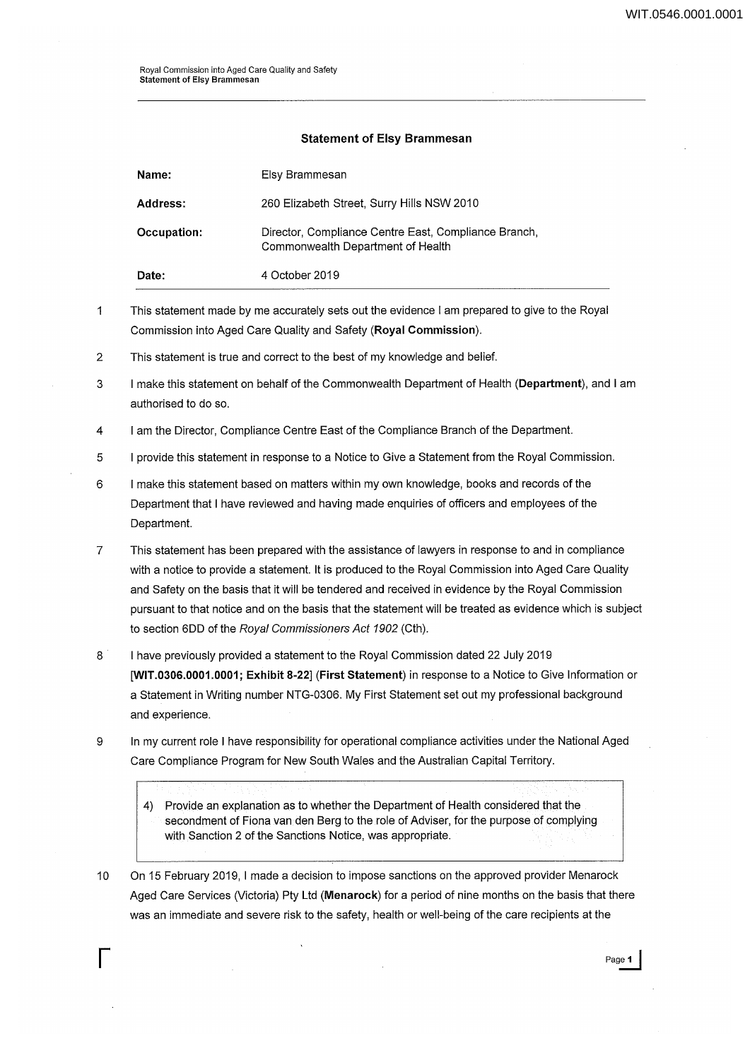# Statement of Elsy Brammesan

| | |
|---|---|
| **Name:** | Elsy Brammesan |
| **Address:** | 260 Elizabeth Street, Surry Hills NSW 2010 |
| **Occupation:** | Director, Compliance Centre East, Compliance Branch, Commonwealth Department of Health |
| **Date:** | 4 October 2019 |

1. This statement made by me accurately sets out the evidence I am prepared to give to the Royal Commission into Aged Care Quality and Safety (**Royal Commission**).

2. This statement is true and correct to the best of my knowledge and belief.

3. I make this statement on behalf of the Commonwealth Department of Health (**Department**), and I am authorised to do so.

4. I am the Director, Compliance Centre East of the Compliance Branch of the Department.

5. I provide this statement in response to a Notice to Give a Statement from the Royal Commission.

6. I make this statement based on matters within my own knowledge, books and records of the Department that I have reviewed and having made enquiries of officers and employees of the Department.

7. This statement has been prepared with the assistance of lawyers in response to and in compliance with a notice to provide a statement. It is produced to the Royal Commission into Aged Care Quality and Safety on the basis that it will be tendered and received in evidence by the Royal Commission pursuant to that notice and on the basis that the statement will be treated as evidence which is subject to section 6DD of the *Royal Commissioners Act 1902* (Cth).

8. I have previously provided a statement to the Royal Commission dated 22 July 2019 [**WIT.0306.0001.0001; Exhibit 8-22**] (**First Statement**) in response to a Notice to Give Information or a Statement in Writing number NTG-0306. My First Statement set out my professional background and experience.

9. In my current role I have responsibility for operational compliance activities under the National Aged Care Compliance Program for New South Wales and the Australian Capital Territory.

> 4) Provide an explanation as to whether the Department of Health considered that the secondment of Fiona van den Berg to the role of Adviser, for the purpose of complying with Sanction 2 of the Sanctions Notice, was appropriate.

10. On 15 February 2019, I made a decision to impose sanctions on the approved provider Menarock Aged Care Services (Victoria) Pty Ltd (**Menarock**) for a period of nine months on the basis that there was an immediate and severe risk to the safety, health or well-being of the care recipients at the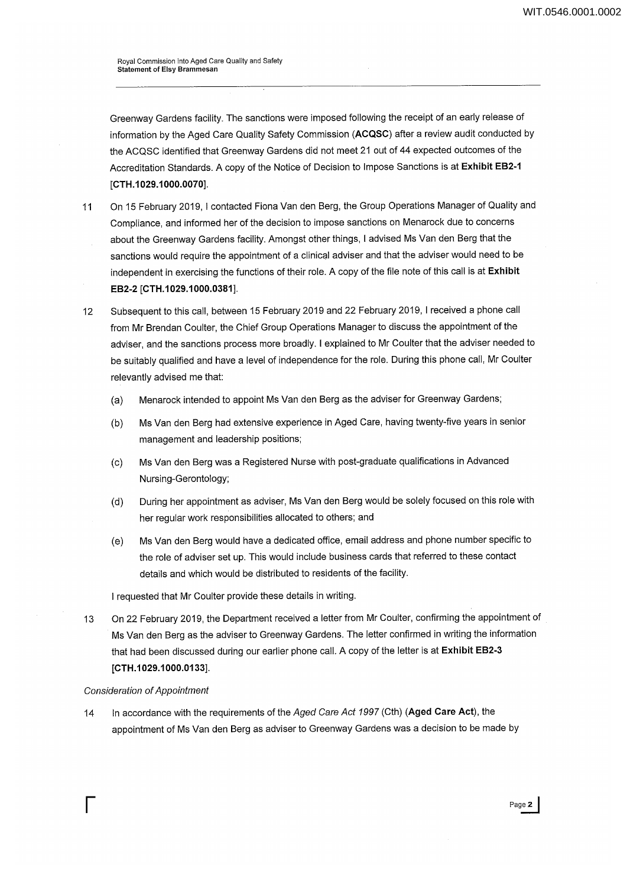Greenway Gardens facility. The sanctions were imposed following the receipt of an early release of information by the Aged Care Quality Safety Commission (**ACQSC**) after a review audit conducted by the ACQSC identified that Greenway Gardens did not meet 21 out of 44 expected outcomes of the Accreditation Standards. A copy of the Notice of Decision to Impose Sanctions is at **Exhibit EB2-1 [CTH.1029.1000.0070]**.

11 On 15 February 2019, I contacted Fiona Van den Berg, the Group Operations Manager of Quality and Compliance, and informed her of the decision to impose sanctions on Menarock due to concerns about the Greenway Gardens facility. Amongst other things, I advised Ms Van den Berg that the sanctions would require the appointment of a clinical adviser and that the adviser would need to be independent in exercising the functions of their role. A copy of the file note of this call is at **Exhibit EB2-2 [CTH.1029.1000.0381]**.

12 Subsequent to this call, between 15 February 2019 and 22 February 2019, I received a phone call from Mr Brendan Coulter, the Chief Group Operations Manager to discuss the appointment of the adviser, and the sanctions process more broadly. I explained to Mr Coulter that the adviser needed to be suitably qualified and have a level of independence for the role. During this phone call, Mr Coulter relevantly advised me that:

(a) Menarock intended to appoint Ms Van den Berg as the adviser for Greenway Gardens;

(b) Ms Van den Berg had extensive experience in Aged Care, having twenty-five years in senior management and leadership positions;

(c) Ms Van den Berg was a Registered Nurse with post-graduate qualifications in Advanced Nursing-Gerontology;

(d) During her appointment as adviser, Ms Van den Berg would be solely focused on this role with her regular work responsibilities allocated to others; and

(e) Ms Van den Berg would have a dedicated office, email address and phone number specific to the role of adviser set up. This would include business cards that referred to these contact details and which would be distributed to residents of the facility.

I requested that Mr Coulter provide these details in writing.

13 On 22 February 2019, the Department received a letter from Mr Coulter, confirming the appointment of Ms Van den Berg as the adviser to Greenway Gardens. The letter confirmed in writing the information that had been discussed during our earlier phone call. A copy of the letter is at **Exhibit EB2-3 [CTH.1029.1000.0133]**.

*Consideration of Appointment*

14 In accordance with the requirements of the *Aged Care Act 1997* (Cth) (**Aged Care Act**), the appointment of Ms Van den Berg as adviser to Greenway Gardens was a decision to be made by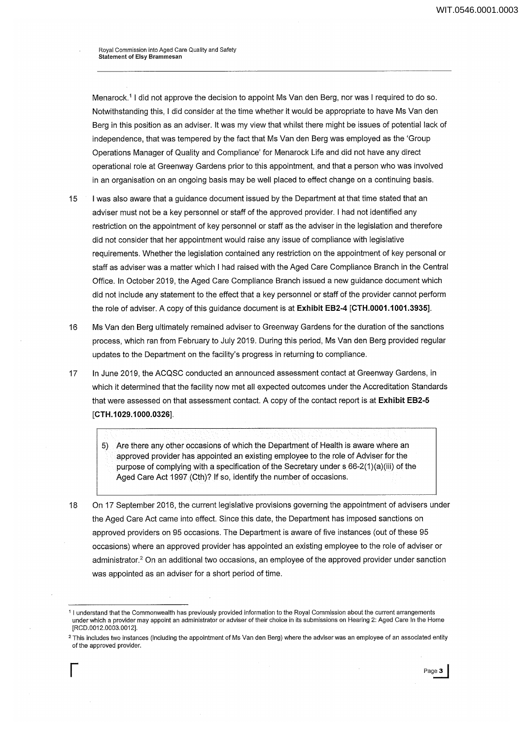Menarock.[1] I did not approve the decision to appoint Ms Van den Berg, nor was I required to do so. Notwithstanding this, I did consider at the time whether it would be appropriate to have Ms Van den Berg in this position as an adviser. It was my view that whilst there might be issues of potential lack of independence, that was tempered by the fact that Ms Van den Berg was employed as the 'Group Operations Manager of Quality and Compliance' for Menarock Life and did not have any direct operational role at Greenway Gardens prior to this appointment, and that a person who was involved in an organisation on an ongoing basis may be well placed to effect change on a continuing basis.

15 I was also aware that a guidance document issued by the Department at that time stated that an adviser must not be a key personnel or staff of the approved provider. I had not identified any restriction on the appointment of key personnel or staff as the adviser in the legislation and therefore did not consider that her appointment would raise any issue of compliance with legislative requirements. Whether the legislation contained any restriction on the appointment of key personal or staff as adviser was a matter which I had raised with the Aged Care Compliance Branch in the Central Office. In October 2019, the Aged Care Compliance Branch issued a new guidance document which did not include any statement to the effect that a key personnel or staff of the provider cannot perform the role of adviser. A copy of this guidance document is at **Exhibit EB2-4** [**CTH.0001.1001.3935**].

16 Ms Van den Berg ultimately remained adviser to Greenway Gardens for the duration of the sanctions process, which ran from February to July 2019. During this period, Ms Van den Berg provided regular updates to the Department on the facility's progress in returning to compliance.

17 In June 2019, the ACQSC conducted an announced assessment contact at Greenway Gardens, in which it determined that the facility now met all expected outcomes under the Accreditation Standards that were assessed on that assessment contact. A copy of the contact report is at **Exhibit EB2-5** [**CTH.1029.1000.0326**].

> 5) Are there any other occasions of which the Department of Health is aware where an approved provider has appointed an existing employee to the role of Adviser for the purpose of complying with a specification of the Secretary under s 66-2(1)(a)(iii) of the Aged Care Act 1997 (Cth)? If so, identify the number of occasions.

18 On 17 September 2016, the current legislative provisions governing the appointment of advisers under the Aged Care Act came into effect. Since this date, the Department has imposed sanctions on approved providers on 95 occasions. The Department is aware of five instances (out of these 95 occasions) where an approved provider has appointed an existing employee to the role of adviser or administrator.[2] On an additional two occasions, an employee of the approved provider under sanction was appointed as an adviser for a short period of time.

---

[1] I understand that the Commonwealth has previously provided information to the Royal Commission about the current arrangements under which a provider may appoint an administrator or adviser of their choice in its submissions on Hearing 2: Aged Care In the Home [RCD.0012.0003.0012].

[2] This includes two instances (including the appointment of Ms Van den Berg) where the adviser was an employee of an associated entity of the approved provider.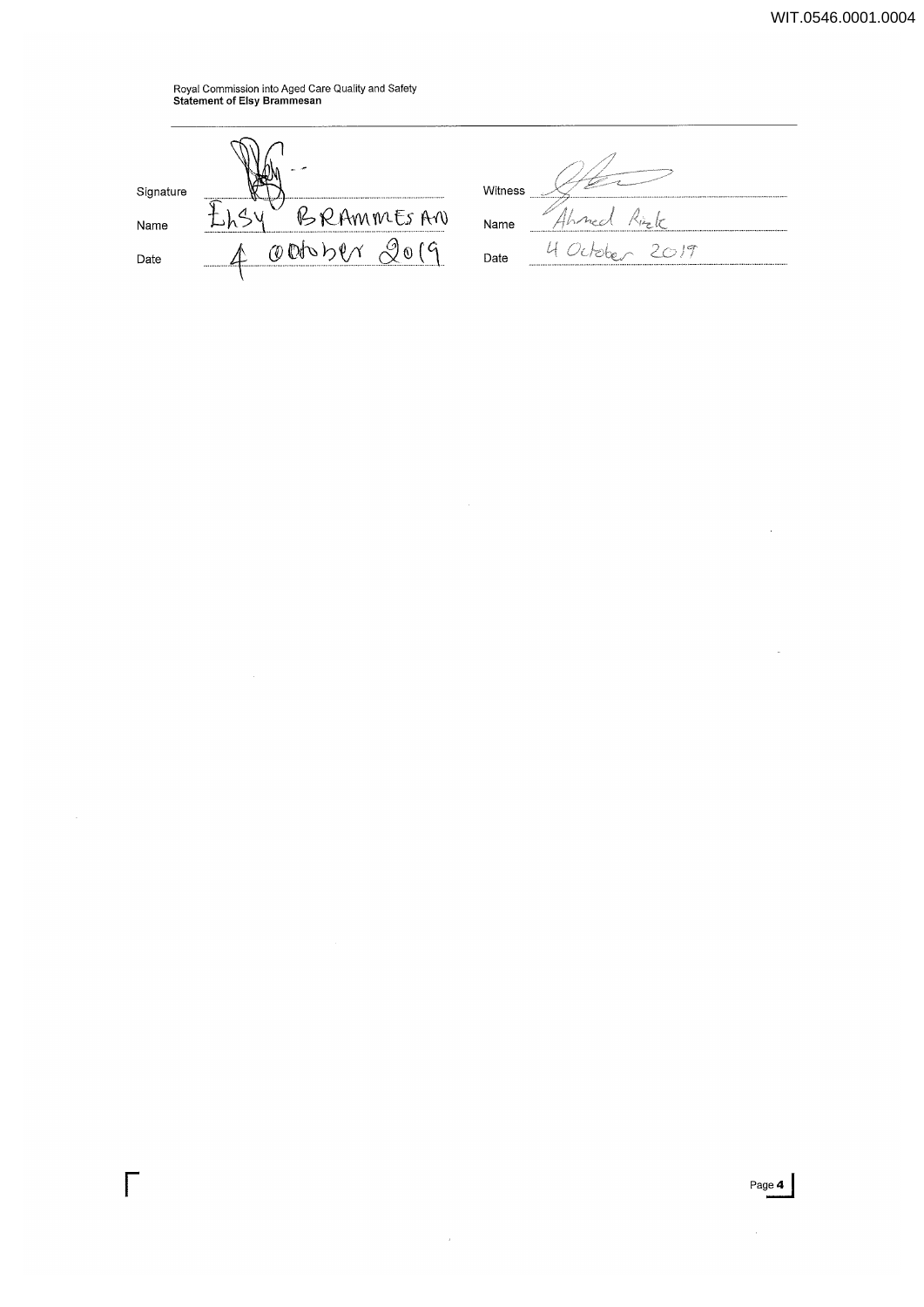Royal Commission into Aged Care Quality and Safety
**Statement of Elsy Brammesan**

---

| | | | |
|---|---|---|---|
| Signature | [signature] | Witness | [signature] |
| Name | ELSY BRAMMESAN | Name | Ahmed Rizk |
| Date | 4 October 2019 | Date | 4 October 2019 |